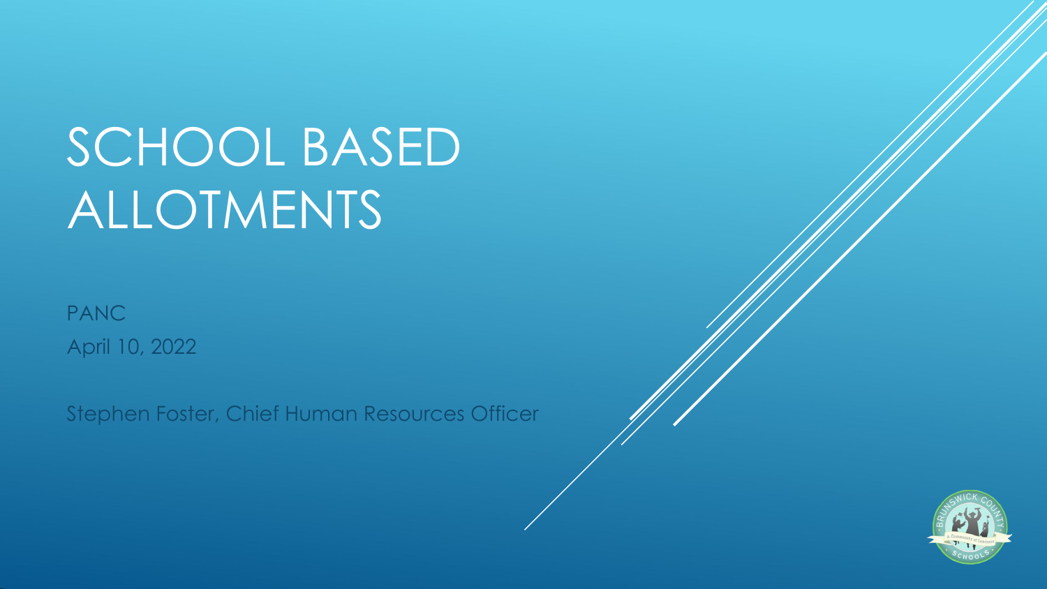# SCHOOL BASED ALLOTMENTS

PANC

April 10, 2022

Stephen Foster, Chief Human Resources Officer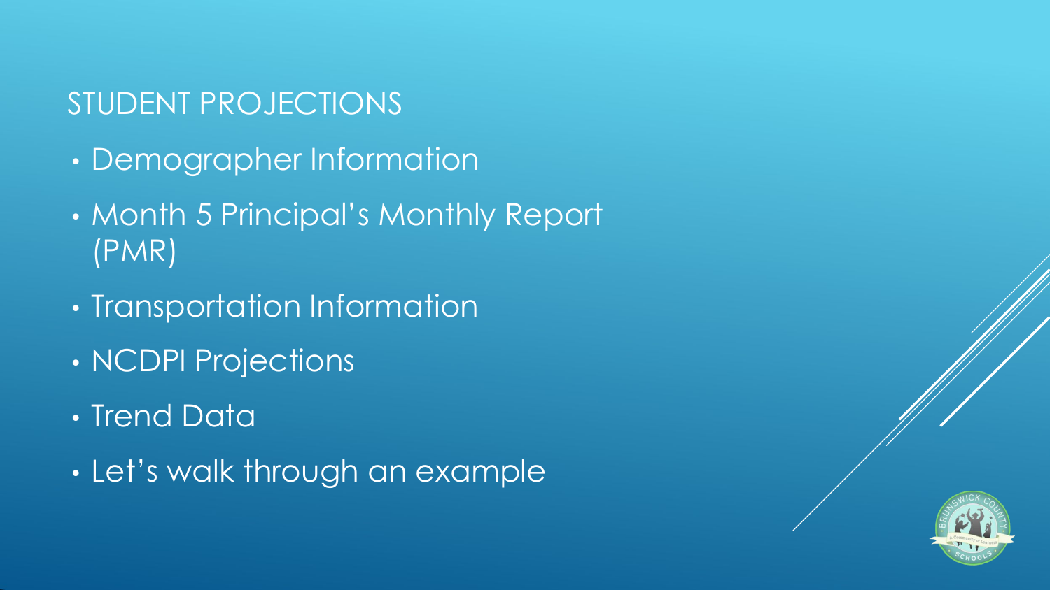## STUDENT PROJECTIONS

- Demographer Information
- Month 5 Principal's Monthly Report (PMR)
- Transportation Information
- NCDPI Projections
- Trend Data
- Let's walk through an example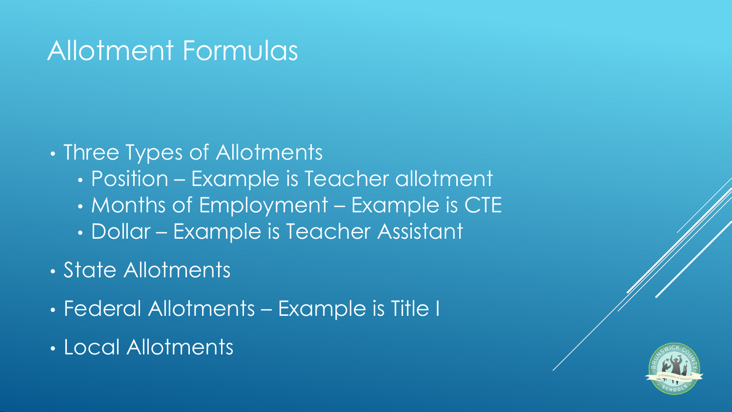# Allotment Formulas

- Three Types of Allotments
  - Position – Example is Teacher allotment
  - Months of Employment – Example is CTE
  - Dollar – Example is Teacher Assistant
- State Allotments
- Federal Allotments – Example is Title I
- Local Allotments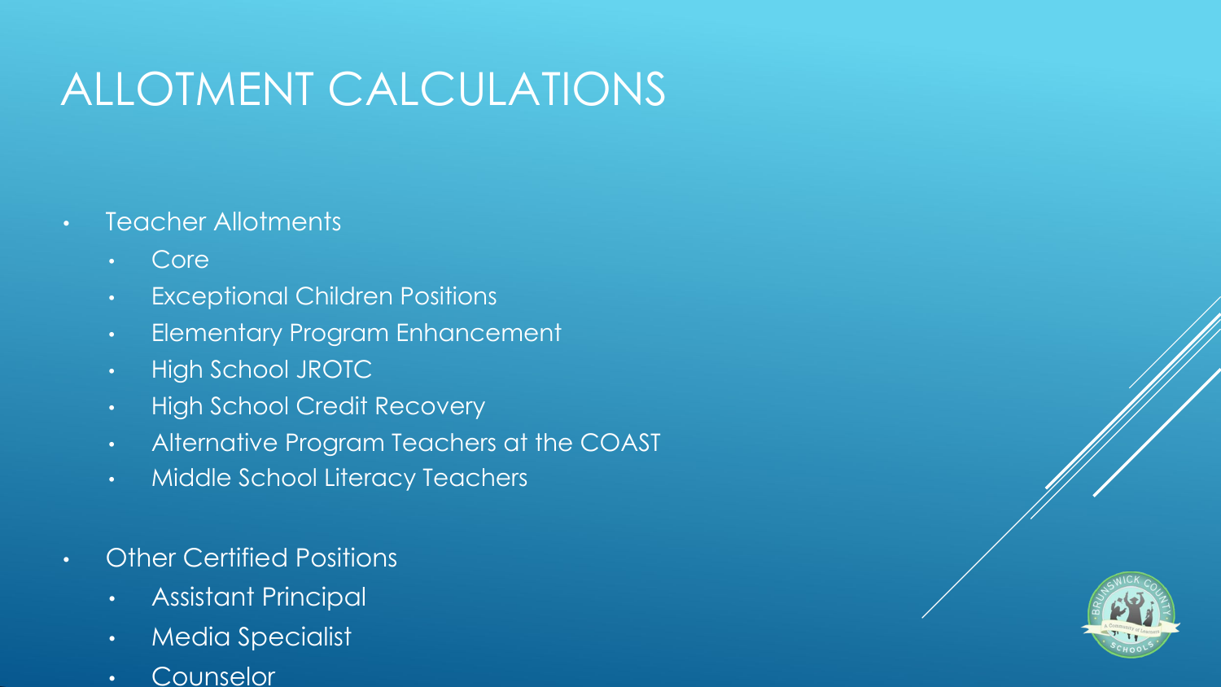# ALLOTMENT CALCULATIONS

- Teacher Allotments
  - Core
  - Exceptional Children Positions
  - Elementary Program Enhancement
  - High School JROTC
  - High School Credit Recovery
  - Alternative Program Teachers at the COAST
  - Middle School Literacy Teachers
- Other Certified Positions
  - Assistant Principal
  - Media Specialist
  - Counselor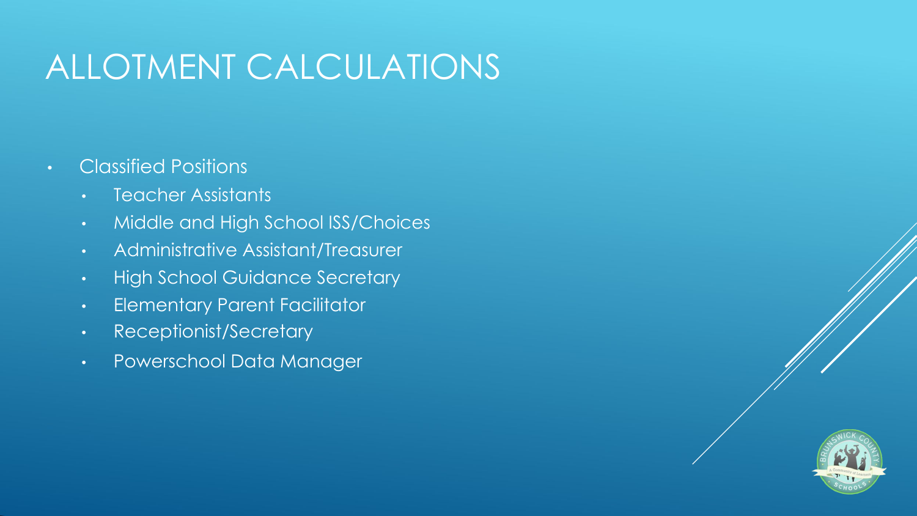# ALLOTMENT CALCULATIONS

- Classified Positions
  - Teacher Assistants
  - Middle and High School ISS/Choices
  - Administrative Assistant/Treasurer
  - High School Guidance Secretary
  - Elementary Parent Facilitator
  - Receptionist/Secretary
  - Powerschool Data Manager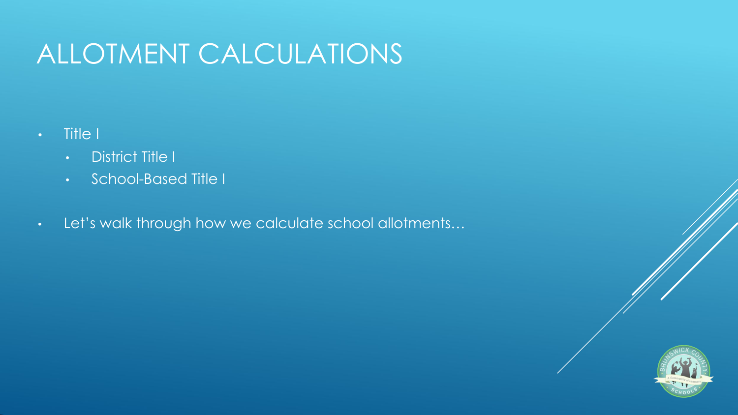# ALLOTMENT CALCULATIONS

- Title I
  - District Title I
  - School-Based Title I
- Let's walk through how we calculate school allotments…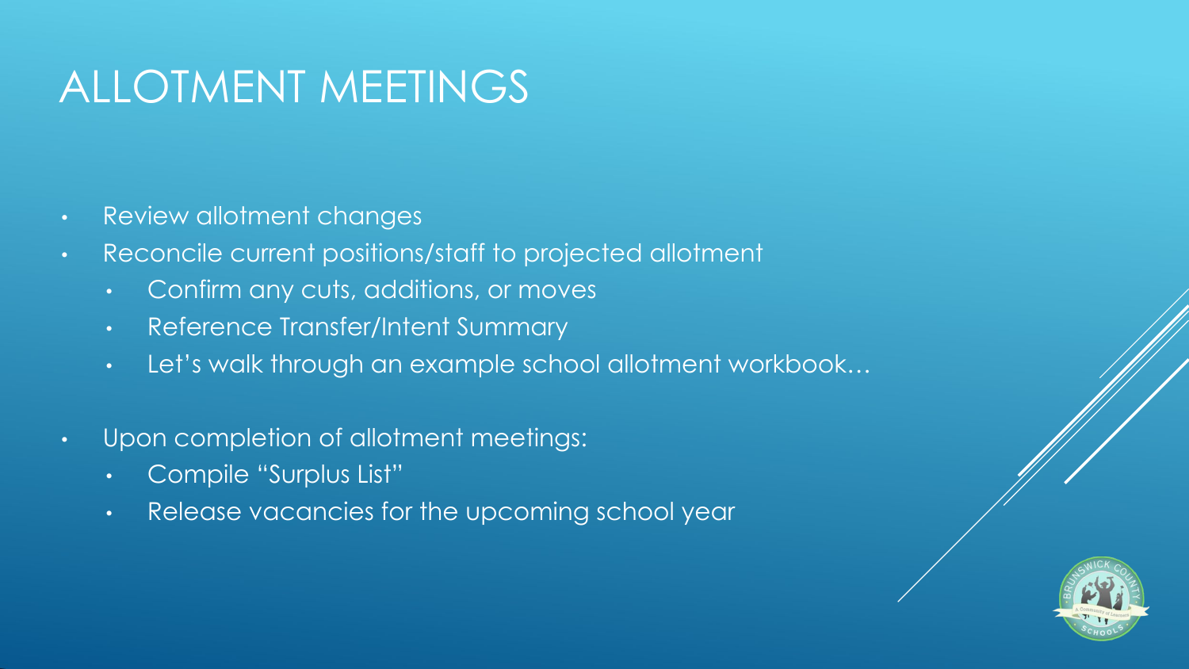# ALLOTMENT MEETINGS

- Review allotment changes
- Reconcile current positions/staff to projected allotment
  - Confirm any cuts, additions, or moves
  - Reference Transfer/Intent Summary
  - Let's walk through an example school allotment workbook…
- Upon completion of allotment meetings:
  - Compile "Surplus List"
  - Release vacancies for the upcoming school year